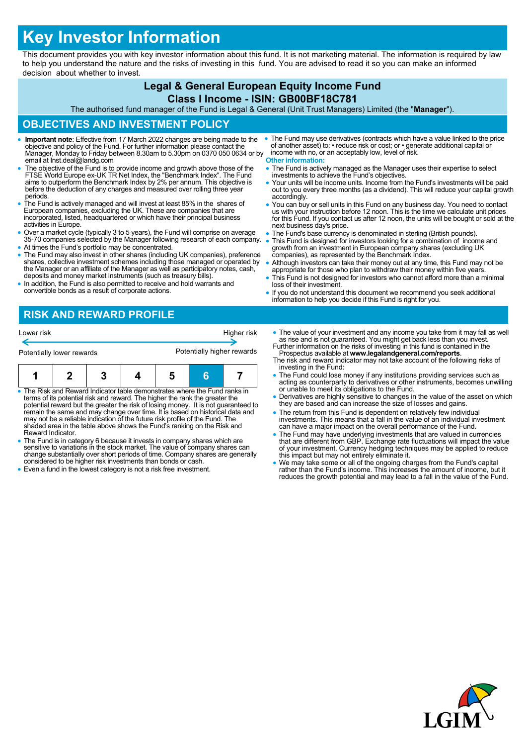# Key Investor Information

This document provides you with key investor information about this fund. It is not marketing material. The information is required by law to help you understand the nature and the risks of investing in this fund. You are advised to read it so you can make an informed decision about whether to invest.

## Legal & General European Equity Income Fund
## Class I Income - ISIN: GB00BF18C781

The authorised fund manager of the Fund is Legal & General (Unit Trust Managers) Limited (the "**Manager**").

## OBJECTIVES AND INVESTMENT POLICY

- **Important note**: Effective from 17 March 2022 changes are being made to the objective and policy of the Fund. For further information please contact the Manager, Monday to Friday between 8.30am to 5.30pm on 0370 050 0634 or by email at lnst.deal@landg.com
- The objective of the Fund is to provide income and growth above those of the FTSE World Europe ex-UK TR Net Index, the "Benchmark Index". The Fund aims to outperform the Benchmark Index by 2% per annum. This objective is before the deduction of any charges and measured over rolling three year periods.
- The Fund is actively managed and will invest at least 85% in the shares of European companies, excluding the UK. These are companies that are incorporated, listed, headquartered or which have their principal business activities in Europe.
- Over a market cycle (typically 3 to 5 years), the Fund will comprise on average 35-70 companies selected by the Manager following research of each company.
- At times the Fund's portfolio may be concentrated.
- The Fund may also invest in other shares (including UK companies), preference shares, collective investment schemes including those managed or operated by the Manager or an affiliate of the Manager as well as participatory notes, cash, deposits and money market instruments (such as treasury bills).
- In addition, the Fund is also permitted to receive and hold warrants and convertible bonds as a result of corporate actions.
- The Fund may use derivatives (contracts which have a value linked to the price of another asset) to: • reduce risk or cost; or • generate additional capital or income with no, or an acceptably low, level of risk.

**Other information:**

- The Fund is actively managed as the Manager uses their expertise to select investments to achieve the Fund's objectives.
- Your units will be income units. Income from the Fund's investments will be paid out to you every three months (as a dividend). This will reduce your capital growth accordingly.
- You can buy or sell units in this Fund on any business day. You need to contact us with your instruction before 12 noon. This is the time we calculate unit prices for this Fund. If you contact us after 12 noon, the units will be bought or sold at the next business day's price.
- The Fund's base currency is denominated in sterling (British pounds).
- This Fund is designed for investors looking for a combination of income and growth from an investment in European company shares (excluding UK companies), as represented by the Benchmark Index.
- Although investors can take their money out at any time, this Fund may not be appropriate for those who plan to withdraw their money within five years.
- This Fund is not designed for investors who cannot afford more than a minimal loss of their investment.
- If you do not understand this document we recommend you seek additional information to help you decide if this Fund is right for you.

## RISK AND REWARD PROFILE

Lower risk ← → Higher risk

Potentially lower rewards — Potentially higher rewards

| 1 | 2 | 3 | 4 | 5 | **6** | 7 |
|---|---|---|---|---|---|---|

- The Risk and Reward Indicator table demonstrates where the Fund ranks in terms of its potential risk and reward. The higher the rank the greater the potential reward but the greater the risk of losing money. It is not guaranteed to remain the same and may change over time. It is based on historical data and may not be a reliable indication of the future risk profile of the Fund. The shaded area in the table above shows the Fund's ranking on the Risk and Reward Indicator.
- The Fund is in category 6 because it invests in company shares which are sensitive to variations in the stock market. The value of company shares can change substantially over short periods of time. Company shares are generally considered to be higher risk investments than bonds or cash.
- Even a fund in the lowest category is not a risk free investment.
- The value of your investment and any income you take from it may fall as well as rise and is not guaranteed. You might get back less than you invest.

Further information on the risks of investing in this fund is contained in the Prospectus available at **www.legalandgeneral.com/reports**.

The risk and reward indicator may not take account of the following risks of investing in the Fund:

- The Fund could lose money if any institutions providing services such as acting as counterparty to derivatives or other instruments, becomes unwilling or unable to meet its obligations to the Fund.
- Derivatives are highly sensitive to changes in the value of the asset on which they are based and can increase the size of losses and gains.
- The return from this Fund is dependent on relatively few individual investments. This means that a fall in the value of an individual investment can have a major impact on the overall performance of the Fund.
- The Fund may have underlying investments that are valued in currencies that are different from GBP. Exchange rate fluctuations will impact the value of your investment. Currency hedging techniques may be applied to reduce this impact but may not entirely eliminate it.
- We may take some or all of the ongoing charges from the Fund's capital rather than the Fund's income. This increases the amount of income, but it reduces the growth potential and may lead to a fall in the value of the Fund.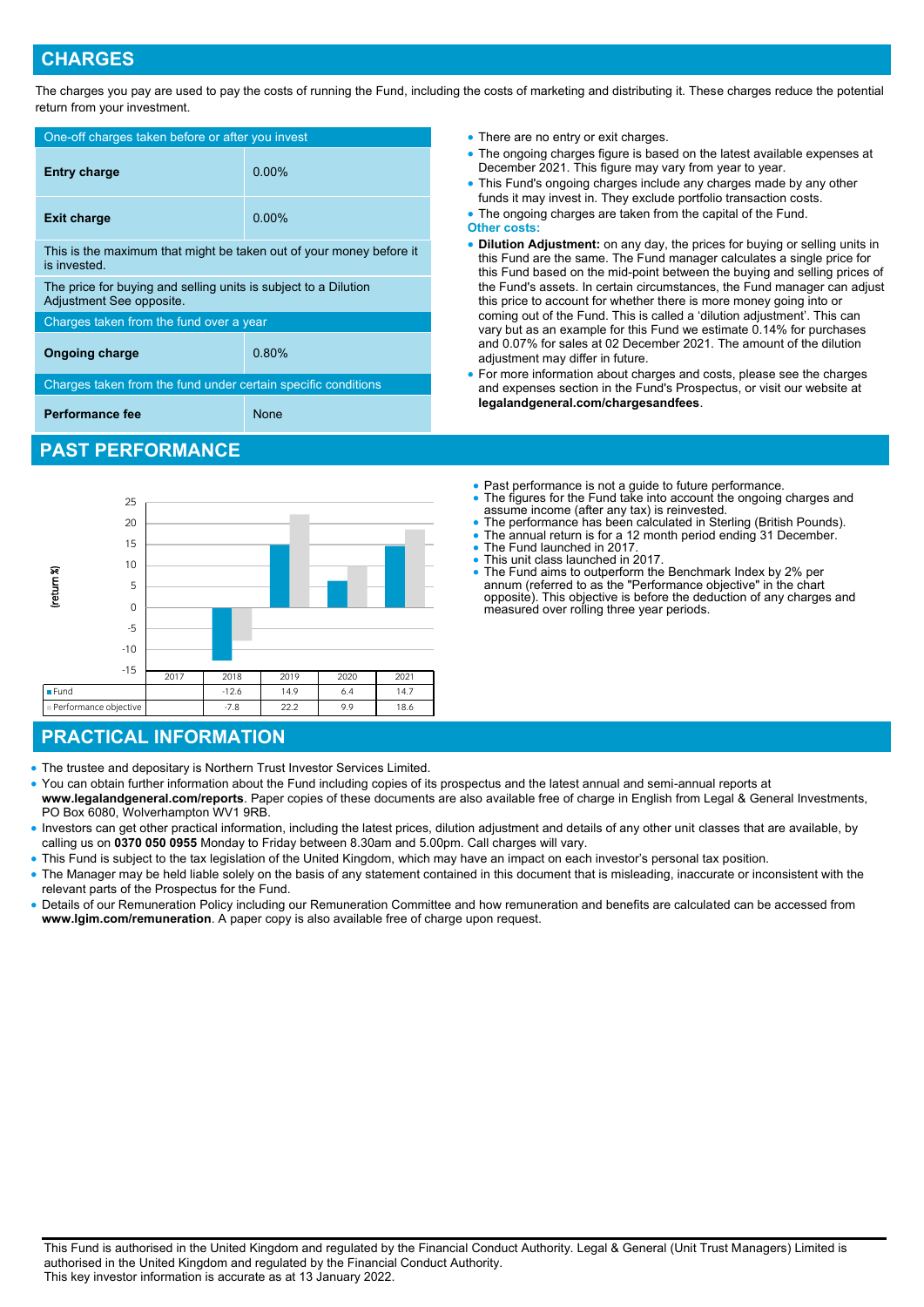## CHARGES

The charges you pay are used to pay the costs of running the Fund, including the costs of marketing and distributing it. These charges reduce the potential return from your investment.

| One-off charges taken before or after you invest | |
|---|---|
| **Entry charge** | 0.00% |
| **Exit charge** | 0.00% |
| This is the maximum that might be taken out of your money before it is invested. | |
| The price for buying and selling units is subject to a Dilution Adjustment See opposite. | |
| **Charges taken from the fund over a year** | |
| **Ongoing charge** | 0.80% |
| **Charges taken from the fund under certain specific conditions** | |
| **Performance fee** | None |

- There are no entry or exit charges.
- The ongoing charges figure is based on the latest available expenses at December 2021. This figure may vary from year to year.
- This Fund's ongoing charges include any charges made by any other funds it may invest in. They exclude portfolio transaction costs.
- The ongoing charges are taken from the capital of the Fund.

**Other costs:**

- **Dilution Adjustment:** on any day, the prices for buying or selling units in this Fund are the same. The Fund manager calculates a single price for this Fund based on the mid-point between the buying and selling prices of the Fund's assets. In certain circumstances, the Fund manager can adjust this price to account for whether there is more money going into or coming out of the Fund. This is called a 'dilution adjustment'. This can vary but as an example for this Fund we estimate 0.14% for purchases and 0.07% for sales at 02 December 2021. The amount of the dilution adjustment may differ in future.
- For more information about charges and costs, please see the charges and expenses section in the Fund's Prospectus, or visit our website at **legalandgeneral.com/chargesandfees**.

## PAST PERFORMANCE

(return %)

25
20
15
10
5
0
-5
-10
-15

| | 2017 | 2018 | 2019 | 2020 | 2021 |
|---|---|---|---|---|---|
| Fund | | -12.6 | 14.9 | 6.4 | 14.7 |
| Performance objective | | -7.8 | 22.2 | 9.9 | 18.6 |

- Past performance is not a guide to future performance.
- The figures for the Fund take into account the ongoing charges and assume income (after any tax) is reinvested.
- The performance has been calculated in Sterling (British Pounds).
- The annual return is for a 12 month period ending 31 December.
- The Fund launched in 2017.
- This unit class launched in 2017.
- The Fund aims to outperform the Benchmark Index by 2% per annum (referred to as the "Performance objective" in the chart opposite). This objective is before the deduction of any charges and measured over rolling three year periods.

## PRACTICAL INFORMATION

- The trustee and depositary is Northern Trust Investor Services Limited.
- You can obtain further information about the Fund including copies of its prospectus and the latest annual and semi-annual reports at **www.legalandgeneral.com/reports**. Paper copies of these documents are also available free of charge in English from Legal & General Investments, PO Box 6080, Wolverhampton WV1 9RB.
- Investors can get other practical information, including the latest prices, dilution adjustment and details of any other unit classes that are available, by calling us on **0370 050 0955** Monday to Friday between 8.30am and 5.00pm. Call charges will vary.
- This Fund is subject to the tax legislation of the United Kingdom, which may have an impact on each investor's personal tax position.
- The Manager may be held liable solely on the basis of any statement contained in this document that is misleading, inaccurate or inconsistent with the relevant parts of the Prospectus for the Fund.
- Details of our Remuneration Policy including our Remuneration Committee and how remuneration and benefits are calculated can be accessed from **www.lgim.com/remuneration**. A paper copy is also available free of charge upon request.

This Fund is authorised in the United Kingdom and regulated by the Financial Conduct Authority. Legal & General (Unit Trust Managers) Limited is authorised in the United Kingdom and regulated by the Financial Conduct Authority.
This key investor information is accurate as at 13 January 2022.